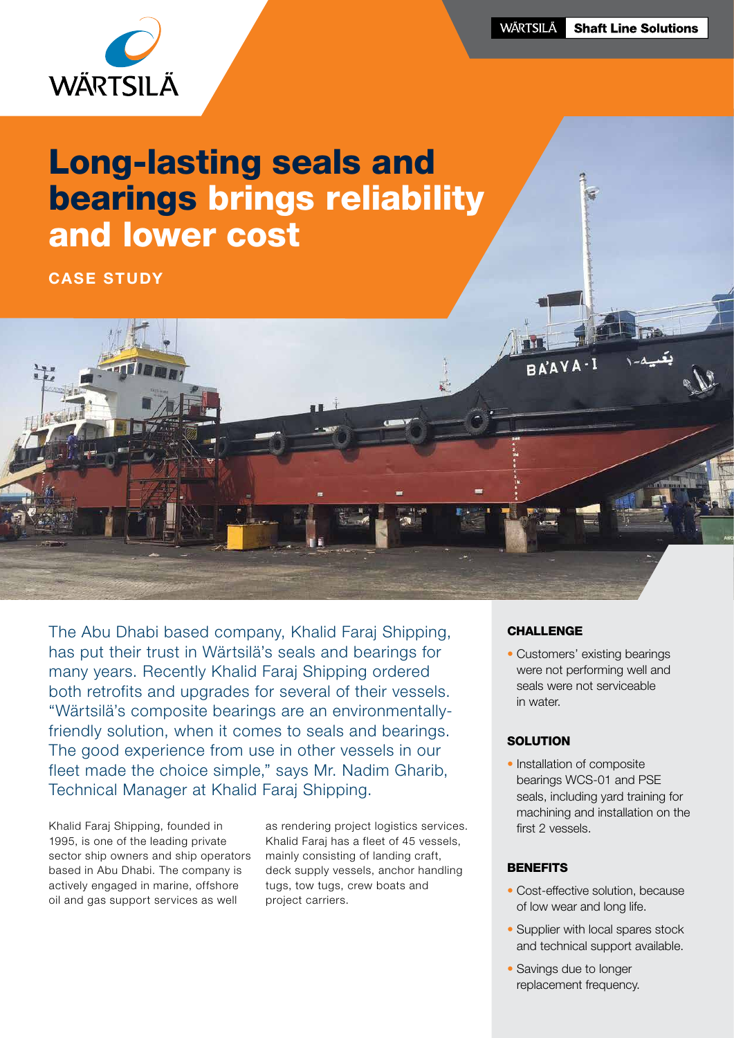# Long-lasting seals and bearings brings reliability and lower cost

**CASE STUDY**

The Abu Dhabi based company, Khalid Faraj Shipping, has put their trust in Wärtsilä's seals and bearings for many years. Recently Khalid Faraj Shipping ordered both retrofits and upgrades for several of their vessels. "Wärtsilä's composite bearings are an environmentally-friendly solution, when it comes to seals and bearings. The good experience from use in other vessels in our fleet made the choice simple," says Mr. Nadim Gharib, Technical Manager at Khalid Faraj Shipping.

Khalid Faraj Shipping, founded in 1995, is one of the leading private sector ship owners and ship operators based in Abu Dhabi. The company is actively engaged in marine, offshore oil and gas support services as well as rendering project logistics services. Khalid Faraj has a fleet of 45 vessels, mainly consisting of landing craft, deck supply vessels, anchor handling tugs, tow tugs, crew boats and project carriers.

### CHALLENGE

- Customers' existing bearings were not performing well and seals were not serviceable in water.

### SOLUTION

- Installation of composite bearings WCS-01 and PSE seals, including yard training for machining and installation on the first 2 vessels.

### BENEFITS

- Cost-effective solution, because of low wear and long life.
- Supplier with local spares stock and technical support available.
- Savings due to longer replacement frequency.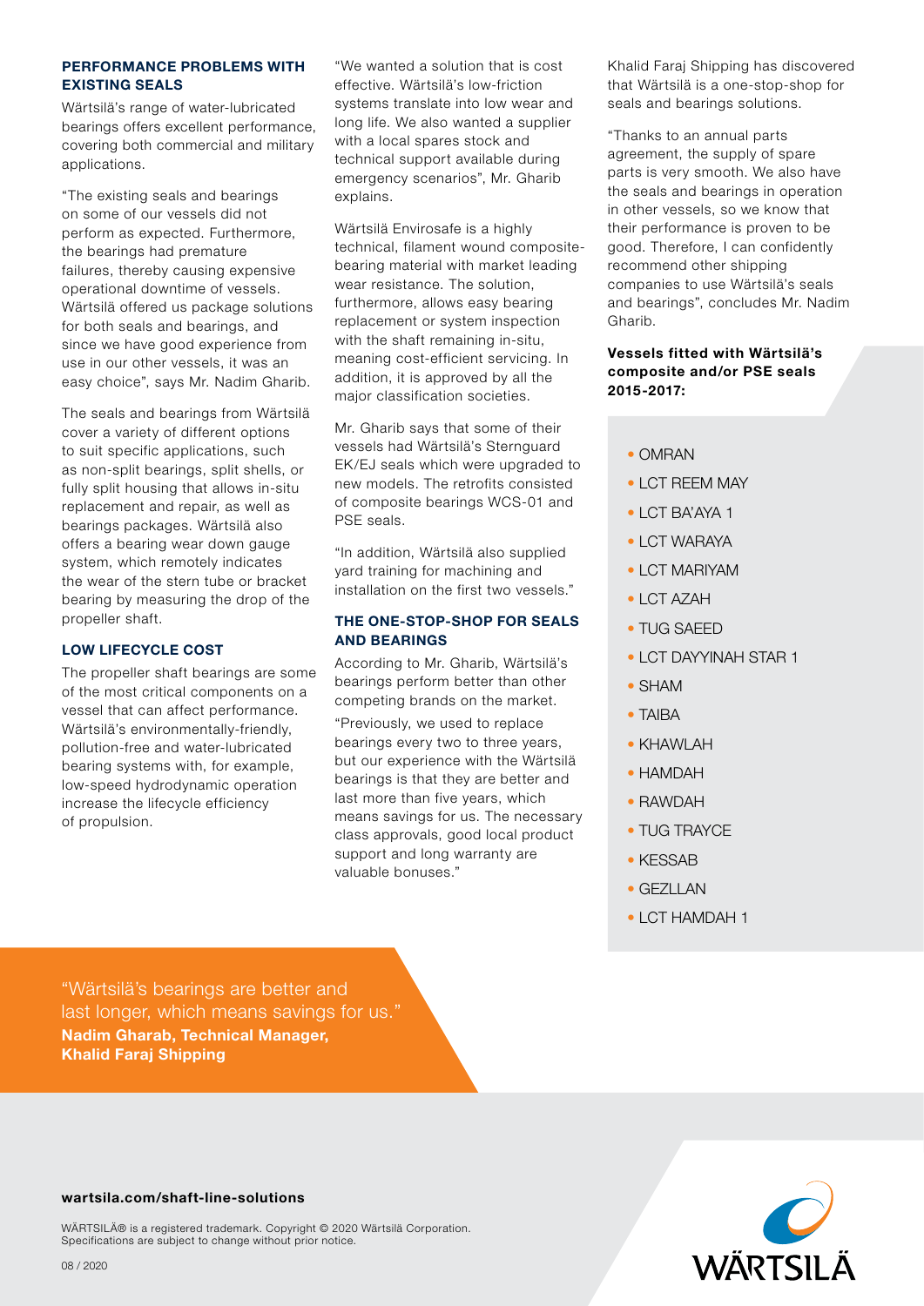## PERFORMANCE PROBLEMS WITH EXISTING SEALS

Wärtsilä's range of water-lubricated bearings offers excellent performance, covering both commercial and military applications.

"The existing seals and bearings on some of our vessels did not perform as expected. Furthermore, the bearings had premature failures, thereby causing expensive operational downtime of vessels. Wärtsilä offered us package solutions for both seals and bearings, and since we have good experience from use in our other vessels, it was an easy choice", says Mr. Nadim Gharib.

The seals and bearings from Wärtsilä cover a variety of different options to suit specific applications, such as non-split bearings, split shells, or fully split housing that allows in-situ replacement and repair, as well as bearings packages. Wärtsilä also offers a bearing wear down gauge system, which remotely indicates the wear of the stern tube or bracket bearing by measuring the drop of the propeller shaft.

## LOW LIFECYCLE COST

The propeller shaft bearings are some of the most critical components on a vessel that can affect performance. Wärtsilä's environmentally-friendly, pollution-free and water-lubricated bearing systems with, for example, low-speed hydrodynamic operation increase the lifecycle efficiency of propulsion.

"We wanted a solution that is cost effective. Wärtsilä's low-friction systems translate into low wear and long life. We also wanted a supplier with a local spares stock and technical support available during emergency scenarios", Mr. Gharib explains.

Wärtsilä Envirosafe is a highly technical, filament wound composite-bearing material with market leading wear resistance. The solution, furthermore, allows easy bearing replacement or system inspection with the shaft remaining in-situ, meaning cost-efficient servicing. In addition, it is approved by all the major classification societies.

Mr. Gharib says that some of their vessels had Wärtsilä's Sternguard EK/EJ seals which were upgraded to new models. The retrofits consisted of composite bearings WCS-01 and PSE seals.

"In addition, Wärtsilä also supplied yard training for machining and installation on the first two vessels."

## THE ONE-STOP-SHOP FOR SEALS AND BEARINGS

According to Mr. Gharib, Wärtsilä's bearings perform better than other competing brands on the market.

"Previously, we used to replace bearings every two to three years, but our experience with the Wärtsilä bearings is that they are better and last more than five years, which means savings for us. The necessary class approvals, good local product support and long warranty are valuable bonuses."

Khalid Faraj Shipping has discovered that Wärtsilä is a one-stop-shop for seals and bearings solutions.

"Thanks to an annual parts agreement, the supply of spare parts is very smooth. We also have the seals and bearings in operation in other vessels, so we know that their performance is proven to be good. Therefore, I can confidently recommend other shipping companies to use Wärtsilä's seals and bearings", concludes Mr. Nadim Gharib.

**Vessels fitted with Wärtsilä's composite and/or PSE seals 2015-2017:**

- OMRAN
- LCT REEM MAY
- LCT BA'AYA 1
- LCT WARAYA
- LCT MARIYAM
- LCT AZAH
- TUG SAEED
- LCT DAYYINAH STAR 1
- SHAM
- TAIBA
- KHAWLAH
- HAMDAH
- RAWDAH
- TUG TRAYCE
- KESSAB
- GEZLLAN
- LCT HAMDAH 1

"Wärtsilä's bearings are better and last longer, which means savings for us."
**Nadim Gharab, Technical Manager, Khalid Faraj Shipping**

**wartsila.com/shaft-line-solutions**

WÄRTSILÄ® is a registered trademark. Copyright © 2020 Wärtsilä Corporation. Specifications are subject to change without prior notice.

08 / 2020

WÄRTSILÄ